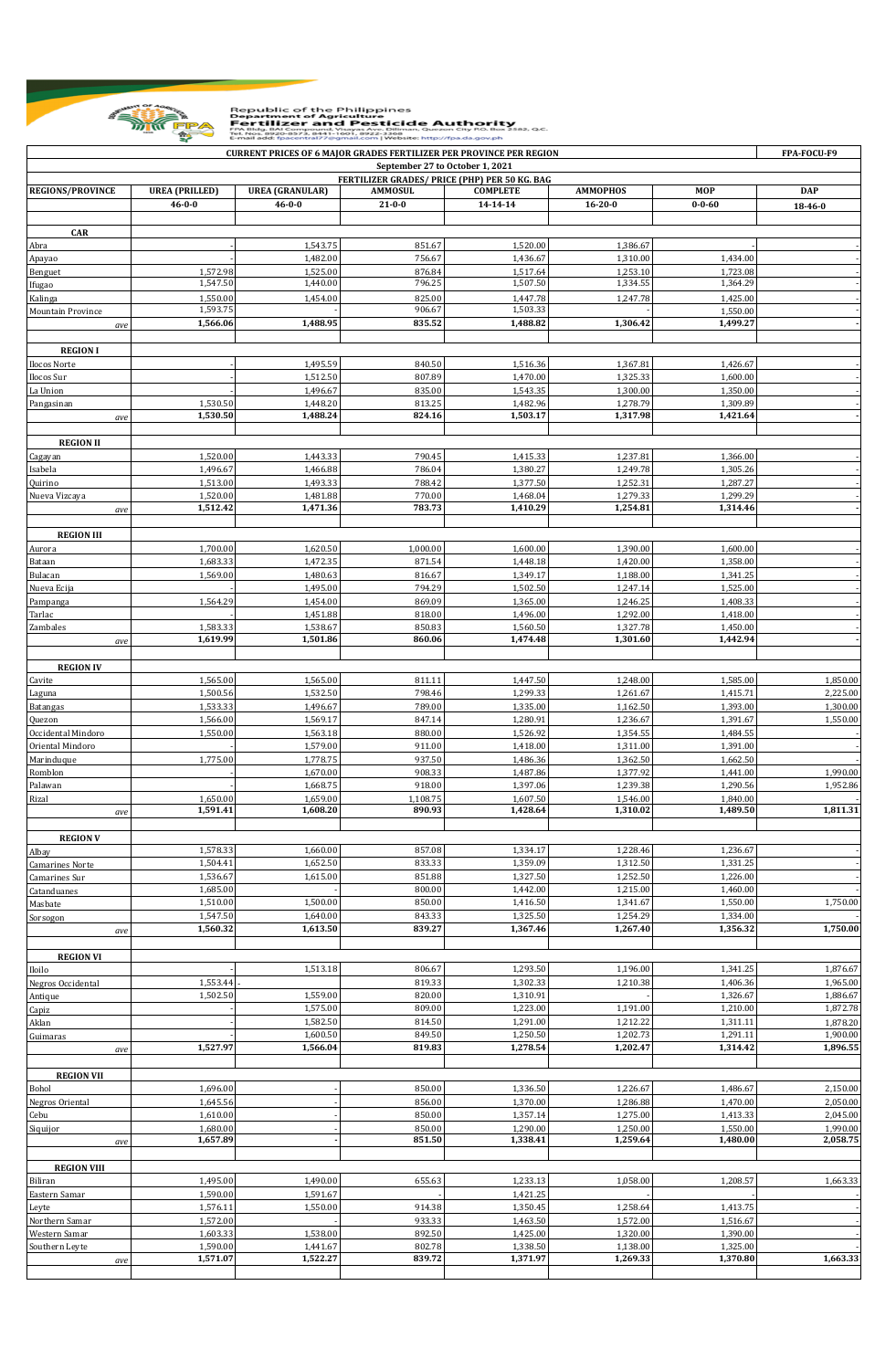Republic of the Philippines
Department of Agriculture
**Fertilizer and Pesticide Authority**
FPA Bldg. BAI Compound, Visayas Ave. Diliman, Quezon City P.O. Box 2582, Q.C.
Tel. Nos. 8920-8573, 8441-1601, 8922-3368
E-mail add: fpacentral77@gmail.com | Website: http://fpa.da.gov.ph

| CURRENT PRICES OF 6 MAJOR GRADES FERTILIZER PER PROVINCE PER REGION | | | | | | | FPA-FOCU-F9 |
|---|---|---|---|---|---|---|---|
| September 27 to October 1, 2021 | | | | | | | |
| FERTILIZER GRADES/ PRICE (PHP) PER 50 KG. BAG | | | | | | | |
| REGIONS/PROVINCE | UREA (PRILLED) | UREA (GRANULAR) | AMMOSUL | COMPLETE | AMMOPHOS | MOP | DAP |
| | 46-0-0 | 46-0-0 | 21-0-0 | 14-14-14 | 16-20-0 | 0-0-60 | 18-46-0 |
| **CAR** | | | | | | | |
| Abra | - | 1,543.75 | 851.67 | 1,520.00 | 1,386.67 | - | - |
| Apayao | | 1,482.00 | 756.67 | 1,436.67 | 1,310.00 | 1,434.00 | - |
| Benguet | 1,572.98 | 1,525.00 | 876.84 | 1,517.64 | 1,253.10 | 1,723.08 | - |
| Ifugao | 1,547.50 | 1,440.00 | 796.25 | 1,507.50 | 1,334.55 | 1,364.29 | - |
| Kalinga | 1,550.00 | 1,454.00 | 825.00 | 1,447.78 | 1,247.78 | 1,425.00 | - |
| Mountain Province | 1,593.75 | - | 906.67 | 1,503.33 | - | 1,550.00 | - |
| *ave* | **1,566.06** | **1,488.95** | **835.52** | **1,488.82** | **1,306.42** | **1,499.27** | **-** |
| **REGION I** | | | | | | | |
| Ilocos Norte | - | 1,495.59 | 840.50 | 1,516.36 | 1,367.81 | 1,426.67 | - |
| Ilocos Sur | - | 1,512.50 | 807.89 | 1,470.00 | 1,325.33 | 1,600.00 | - |
| La Union | - | 1,496.67 | 835.00 | 1,543.35 | 1,300.00 | 1,350.00 | - |
| Pangasinan | 1,530.50 | 1,448.20 | 813.25 | 1,482.96 | 1,278.79 | 1,309.89 | - |
| *ave* | **1,530.50** | **1,488.24** | **824.16** | **1,503.17** | **1,317.98** | **1,421.64** | **-** |
| **REGION II** | | | | | | | |
| Cagayan | 1,520.00 | 1,443.33 | 790.45 | 1,415.33 | 1,237.81 | 1,366.00 | - |
| Isabela | 1,496.67 | 1,466.88 | 786.04 | 1,380.27 | 1,249.78 | 1,305.26 | - |
| Quirino | 1,513.00 | 1,493.33 | 788.42 | 1,377.50 | 1,252.31 | 1,287.27 | - |
| Nueva Vizcaya | 1,520.00 | 1,481.88 | 770.00 | 1,468.04 | 1,279.33 | 1,299.29 | - |
| *ave* | **1,512.42** | **1,471.36** | **783.73** | **1,410.29** | **1,254.81** | **1,314.46** | **-** |
| **REGION III** | | | | | | | |
| Aurora | 1,700.00 | 1,620.50 | 1,000.00 | 1,600.00 | 1,390.00 | 1,600.00 | - |
| Bataan | 1,683.33 | 1,472.35 | 871.54 | 1,448.18 | 1,420.00 | 1,358.00 | - |
| Bulacan | 1,569.00 | 1,480.63 | 816.67 | 1,349.17 | 1,188.00 | 1,341.25 | - |
| Nueva Ecija | - | 1,495.00 | 794.29 | 1,502.50 | 1,247.14 | 1,525.00 | - |
| Pampanga | 1,564.29 | 1,454.00 | 869.09 | 1,365.00 | 1,246.25 | 1,408.33 | - |
| Tarlac | - | 1,451.88 | 818.00 | 1,496.00 | 1,292.00 | 1,418.00 | - |
| Zambales | 1,583.33 | 1,538.67 | 850.83 | 1,560.50 | 1,327.78 | 1,450.00 | - |
| *ave* | **1,619.99** | **1,501.86** | **860.06** | **1,474.48** | **1,301.60** | **1,442.94** | **-** |
| **REGION IV** | | | | | | | |
| Cavite | 1,565.00 | 1,565.00 | 811.11 | 1,447.50 | 1,248.00 | 1,585.00 | 1,850.00 |
| Laguna | 1,500.56 | 1,532.50 | 798.46 | 1,299.33 | 1,261.67 | 1,415.71 | 2,225.00 |
| Batangas | 1,533.33 | 1,496.67 | 789.00 | 1,335.00 | 1,162.50 | 1,393.00 | 1,300.00 |
| Quezon | 1,566.00 | 1,569.17 | 847.14 | 1,280.91 | 1,236.67 | 1,391.67 | 1,550.00 |
| Occidental Mindoro | 1,550.00 | 1,563.18 | 880.00 | 1,526.92 | 1,354.55 | 1,484.55 | - |
| Oriental Mindoro | - | 1,579.00 | 911.00 | 1,418.00 | 1,311.00 | 1,391.00 | - |
| Marinduque | 1,775.00 | 1,778.75 | 937.50 | 1,486.36 | 1,362.50 | 1,662.50 | - |
| Romblon | - | 1,670.00 | 908.33 | 1,487.86 | 1,377.92 | 1,441.00 | 1,990.00 |
| Palawan | - | 1,668.75 | 918.00 | 1,397.06 | 1,239.38 | 1,290.56 | 1,952.86 |
| Rizal | 1,650.00 | 1,659.00 | 1,108.75 | 1,607.50 | 1,546.00 | 1,840.00 | - |
| *ave* | **1,591.41** | **1,608.20** | **890.93** | **1,428.64** | **1,310.02** | **1,489.50** | **1,811.31** |
| **REGION V** | | | | | | | |
| Albay | 1,578.33 | 1,660.00 | 857.08 | 1,334.17 | 1,228.46 | 1,236.67 | - |
| Camarines Norte | 1,504.41 | 1,652.50 | 833.33 | 1,359.09 | 1,312.50 | 1,331.25 | - |
| Camarines Sur | 1,536.67 | 1,615.00 | 851.88 | 1,327.50 | 1,252.50 | 1,226.00 | - |
| Catanduanes | 1,685.00 | - | 800.00 | 1,442.00 | 1,215.00 | 1,460.00 | - |
| Masbate | 1,510.00 | 1,500.00 | 850.00 | 1,416.50 | 1,341.67 | 1,550.00 | 1,750.00 |
| Sorsogon | 1,547.50 | 1,640.00 | 843.33 | 1,325.50 | 1,254.29 | 1,334.00 | - |
| *ave* | **1,560.32** | **1,613.50** | **839.27** | **1,367.46** | **1,267.40** | **1,356.32** | **1,750.00** |
| **REGION VI** | | | | | | | |
| Iloilo | - | 1,513.18 | 806.67 | 1,293.50 | 1,196.00 | 1,341.25 | 1,876.67 |
| Negros Occidental | 1,553.44 | - | 819.33 | 1,302.33 | 1,210.38 | 1,406.36 | 1,965.00 |
| Antique | 1,502.50 | 1,559.00 | 820.00 | 1,310.91 | - | 1,326.67 | 1,886.67 |
| Capiz | - | 1,575.00 | 809.00 | 1,223.00 | 1,191.00 | 1,210.00 | 1,872.78 |
| Aklan | - | 1,582.50 | 814.50 | 1,291.00 | 1,212.22 | 1,311.11 | 1,878.20 |
| Guimaras | - | 1,600.50 | 849.50 | 1,250.50 | 1,202.73 | 1,291.11 | 1,900.00 |
| *ave* | **1,527.97** | **1,566.04** | **819.83** | **1,278.54** | **1,202.47** | **1,314.42** | **1,896.55** |
| **REGION VII** | | | | | | | |
| Bohol | 1,696.00 | - | 850.00 | 1,336.50 | 1,226.67 | 1,486.67 | 2,150.00 |
| Negros Oriental | 1,645.56 | - | 856.00 | 1,370.00 | 1,286.88 | 1,470.00 | 2,050.00 |
| Cebu | 1,610.00 | - | 850.00 | 1,357.14 | 1,275.00 | 1,413.33 | 2,045.00 |
| Siquijor | 1,680.00 | - | 850.00 | 1,290.00 | 1,250.00 | 1,550.00 | 1,990.00 |
| *ave* | **1,657.89** | **-** | **851.50** | **1,338.41** | **1,259.64** | **1,480.00** | **2,058.75** |
| **REGION VIII** | | | | | | | |
| Biliran | 1,495.00 | 1,490.00 | 655.63 | 1,233.13 | 1,058.00 | 1,208.57 | 1,663.33 |
| Eastern Samar | 1,590.00 | 1,591.67 | - | 1,421.25 | - | - | - |
| Leyte | 1,576.11 | 1,550.00 | 914.38 | 1,350.45 | 1,258.64 | 1,413.75 | - |
| Northern Samar | 1,572.00 | - | 933.33 | 1,463.50 | 1,572.00 | 1,516.67 | - |
| Western Samar | 1,603.33 | 1,538.00 | 892.50 | 1,425.00 | 1,320.00 | 1,390.00 | - |
| Southern Leyte | 1,590.00 | 1,441.67 | 802.78 | 1,338.50 | 1,138.00 | 1,325.00 | - |
| *ave* | **1,571.07** | **1,522.27** | **839.72** | **1,371.97** | **1,269.33** | **1,370.80** | **1,663.33** |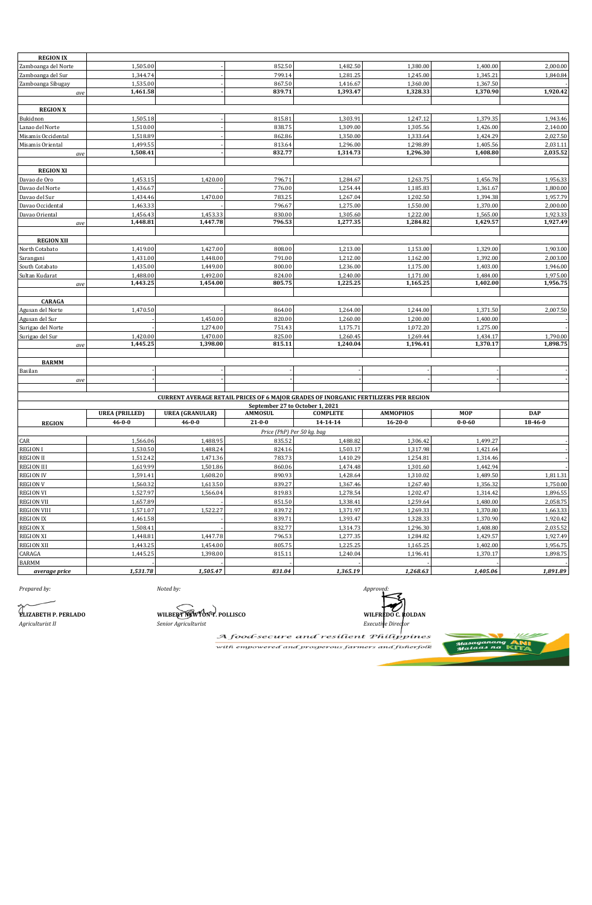| | | | | | | | |
|---|---|---|---|---|---|---|---|
| **REGION IX** | | | | | | | |
| Zamboanga del Norte | 1,505.00 | - | 852.50 | 1,482.50 | 1,380.00 | 1,400.00 | 2,000.00 |
| Zamboanga del Sur | 1,344.74 | - | 799.14 | 1,281.25 | 1,245.00 | 1,345.21 | 1,840.84 |
| Zamboanga Sibugay | 1,535.00 | - | 867.50 | 1,416.67 | 1,360.00 | 1,367.50 | - |
| *ave* | **1,461.58** | **-** | **839.71** | **1,393.47** | **1,328.33** | **1,370.90** | **1,920.42** |
| **REGION X** | | | | | | | |
| Bukidnon | 1,505.18 | - | 815.81 | 1,303.91 | 1,247.12 | 1,379.35 | 1,943.46 |
| Lanao del Norte | 1,510.00 | - | 838.75 | 1,309.00 | 1,305.56 | 1,426.00 | 2,140.00 |
| Misamis Occidental | 1,518.89 | - | 862.86 | 1,350.00 | 1,333.64 | 1,424.29 | 2,027.50 |
| Misamis Oriental | 1,499.55 | - | 813.64 | 1,296.00 | 1,298.89 | 1,405.56 | 2,031.11 |
| *ave* | **1,508.41** | **-** | **832.77** | **1,314.73** | **1,296.30** | **1,408.80** | **2,035.52** |
| **REGION XI** | | | | | | | |
| Davao de Oro | 1,453.15 | 1,420.00 | 796.71 | 1,284.67 | 1,263.75 | 1,456.78 | 1,956.33 |
| Davao del Norte | 1,436.67 | - | 776.00 | 1,254.44 | 1,185.83 | 1,361.67 | 1,800.00 |
| Davao del Sur | 1,434.46 | 1,470.00 | 783.25 | 1,267.04 | 1,202.50 | 1,394.38 | 1,957.79 |
| Davao Occidental | 1,463.33 | - | 796.67 | 1,275.00 | 1,550.00 | 1,370.00 | 2,000.00 |
| Davao Oriental | 1,456.43 | 1,453.33 | 830.00 | 1,305.60 | 1,222.00 | 1,565.00 | 1,923.33 |
| *ave* | **1,448.81** | **1,447.78** | **796.53** | **1,277.35** | **1,284.82** | **1,429.57** | **1,927.49** |
| **REGION XII** | | | | | | | |
| North Cotabato | 1,419.00 | 1,427.00 | 808.00 | 1,213.00 | 1,153.00 | 1,329.00 | 1,903.00 |
| Sarangani | 1,431.00 | 1,448.00 | 791.00 | 1,212.00 | 1,162.00 | 1,392.00 | 2,003.00 |
| South Cotabato | 1,435.00 | 1,449.00 | 800.00 | 1,236.00 | 1,175.00 | 1,403.00 | 1,946.00 |
| Sultan Kudarat | 1,488.00 | 1,492.00 | 824.00 | 1,240.00 | 1,171.00 | 1,484.00 | 1,975.00 |
| *ave* | **1,443.25** | **1,454.00** | **805.75** | **1,225.25** | **1,165.25** | **1,402.00** | **1,956.75** |
| **CARAGA** | | | | | | | |
| Agusan del Norte | 1,470.50 | - | 864.00 | 1,264.00 | 1,244.00 | 1,371.50 | 2,007.50 |
| Agusan del Sur | - | 1,450.00 | 820.00 | 1,260.00 | 1,200.00 | 1,400.00 | - |
| Surigao del Norte | - | 1,274.00 | 751.43 | 1,175.71 | 1,072.20 | 1,275.00 | - |
| Surigao del Sur | 1,420.00 | 1,470.00 | 825.00 | 1,260.45 | 1,269.44 | 1,434.17 | 1,790.00 |
| *ave* | **1,445.25** | **1,398.00** | **815.11** | **1,240.04** | **1,196.41** | **1,370.17** | **1,898.75** |
| **BARMM** | | | | | | | |
| Basilan | - | - | - | - | - | - | - |
| *ave* | - | - | - | - | - | - | - |

**CURRENT AVERAGE RETAIL PRICES OF 6 MAJOR GRADES OF INORGANIC FERTILIZERS PER REGION**

**September 27 to October 1, 2021**

| **REGION** | **UREA (PRILLED)** 46-0-0 | **UREA (GRANULAR)** 46-0-0 | **AMMOSUL** 21-0-0 | **COMPLETE** 14-14-14 | **AMMOPHOS** 16-20-0 | **MOP** 0-0-60 | **DAP** 18-46-0 |
|---|---|---|---|---|---|---|---|
| | | | *Price (PhP) Per 50 kg. bag* | | | | |
| CAR | 1,566.06 | 1,488.95 | 835.52 | 1,488.82 | 1,306.42 | 1,499.27 | - |
| REGION I | 1,530.50 | 1,488.24 | 824.16 | 1,503.17 | 1,317.98 | 1,421.64 | - |
| REGION II | 1,512.42 | 1,471.36 | 783.73 | 1,410.29 | 1,254.81 | 1,314.46 | - |
| REGION III | 1,619.99 | 1,501.86 | 860.06 | 1,474.48 | 1,301.60 | 1,442.94 | - |
| REGION IV | 1,591.41 | 1,608.20 | 890.93 | 1,428.64 | 1,310.02 | 1,489.50 | 1,811.31 |
| REGION V | 1,560.32 | 1,613.50 | 839.27 | 1,367.46 | 1,267.40 | 1,356.32 | 1,750.00 |
| REGION VI | 1,527.97 | 1,566.04 | 819.83 | 1,278.54 | 1,202.47 | 1,314.42 | 1,896.55 |
| REGION VII | 1,657.89 | - | 851.50 | 1,338.41 | 1,259.64 | 1,480.00 | 2,058.75 |
| REGION VIII | 1,571.07 | 1,522.27 | 839.72 | 1,371.97 | 1,269.33 | 1,370.80 | 1,663.33 |
| REGION IX | 1,461.58 | - | 839.71 | 1,393.47 | 1,328.33 | 1,370.90 | 1,920.42 |
| REGION X | 1,508.41 | - | 832.77 | 1,314.73 | 1,296.30 | 1,408.80 | 2,035.52 |
| REGION XI | 1,448.81 | 1,447.78 | 796.53 | 1,277.35 | 1,284.82 | 1,429.57 | 1,927.49 |
| REGION XII | 1,443.25 | 1,454.00 | 805.75 | 1,225.25 | 1,165.25 | 1,402.00 | 1,956.75 |
| CARAGA | 1,445.25 | 1,398.00 | 815.11 | 1,240.04 | 1,196.41 | 1,370.17 | 1,898.75 |
| BARMM | - | - | - | - | - | - | - |
| *average price* | *1,531.78* | *1,505.47* | *831.04* | *1,365.19* | *1,268.63* | *1,405.06* | *1,891.89* |

*Prepared by:*

**ELIZABETH P. PERLADO**
*Agriculturist II*

*Noted by:*

**WILBERT NEWTON T. POLLISCO**
*Senior Agriculturist*

*Approved:*

**WILFREDO C. ROLDAN**
*Executive Director*

*A food-secure and resilient Philippines with empowered and prosperous farmers and fisherfolk*

Masaganang ANI Mataas na KITA